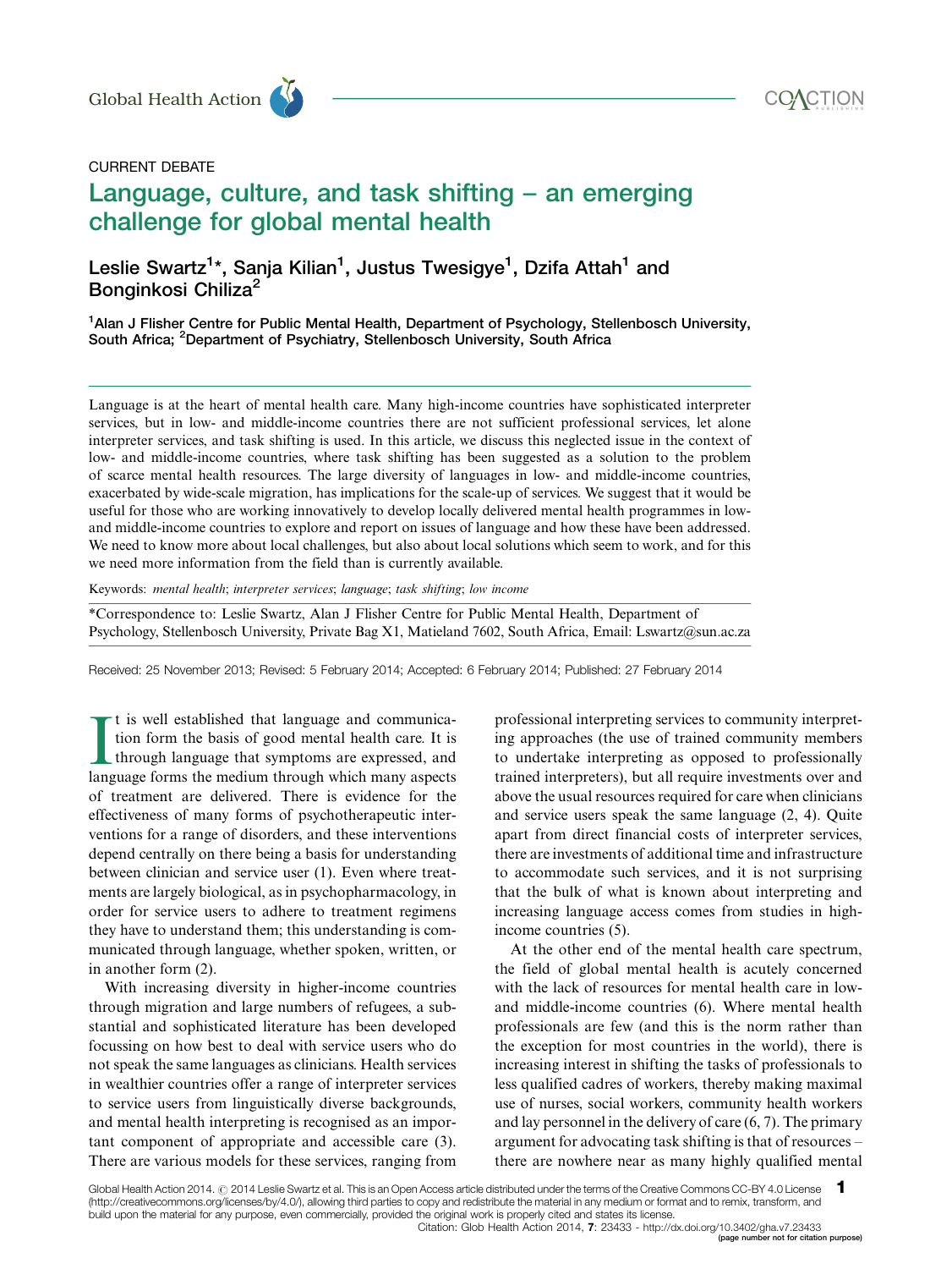CURRENT DEBATE

# Language, culture, and task shifting – an emerging challenge for global mental health

**Leslie Swartz[1]*, Sanja Kilian[1], Justus Twesigye[1], Dzifa Attah[1] and Bonginkosi Chiliza[2]**

[1]Alan J Flisher Centre for Public Mental Health, Department of Psychology, Stellenbosch University, South Africa; [2]Department of Psychiatry, Stellenbosch University, South Africa

Language is at the heart of mental health care. Many high-income countries have sophisticated interpreter services, but in low- and middle-income countries there are not sufficient professional services, let alone interpreter services, and task shifting is used. In this article, we discuss this neglected issue in the context of low- and middle-income countries, where task shifting has been suggested as a solution to the problem of scarce mental health resources. The large diversity of languages in low- and middle-income countries, exacerbated by wide-scale migration, has implications for the scale-up of services. We suggest that it would be useful for those who are working innovatively to develop locally delivered mental health programmes in low- and middle-income countries to explore and report on issues of language and how these have been addressed. We need to know more about local challenges, but also about local solutions which seem to work, and for this we need more information from the field than is currently available.

Keywords: *mental health*; *interpreter services*; *language*; *task shifting*; *low income*

*Correspondence to: Leslie Swartz, Alan J Flisher Centre for Public Mental Health, Department of Psychology, Stellenbosch University, Private Bag X1, Matieland 7602, South Africa, Email: Lswartz@sun.ac.za

Received: 25 November 2013; Revised: 5 February 2014; Accepted: 6 February 2014; Published: 27 February 2014

It is well established that language and communication form the basis of good mental health care. It is through language that symptoms are expressed, and language forms the medium through which many aspects of treatment are delivered. There is evidence for the effectiveness of many forms of psychotherapeutic interventions for a range of disorders, and these interventions depend centrally on there being a basis for understanding between clinician and service user (1). Even where treatments are largely biological, as in psychopharmacology, in order for service users to adhere to treatment regimens they have to understand them; this understanding is communicated through language, whether spoken, written, or in another form (2).

With increasing diversity in higher-income countries through migration and large numbers of refugees, a substantial and sophisticated literature has been developed focussing on how best to deal with service users who do not speak the same languages as clinicians. Health services in wealthier countries offer a range of interpreter services to service users from linguistically diverse backgrounds, and mental health interpreting is recognised as an important component of appropriate and accessible care (3). There are various models for these services, ranging from professional interpreting services to community interpreting approaches (the use of trained community members to undertake interpreting as opposed to professionally trained interpreters), but all require investments over and above the usual resources required for care when clinicians and service users speak the same language (2, 4). Quite apart from direct financial costs of interpreter services, there are investments of additional time and infrastructure to accommodate such services, and it is not surprising that the bulk of what is known about interpreting and increasing language access comes from studies in high-income countries (5).

At the other end of the mental health care spectrum, the field of global mental health is acutely concerned with the lack of resources for mental health care in low- and middle-income countries (6). Where mental health professionals are few (and this is the norm rather than the exception for most countries in the world), there is increasing interest in shifting the tasks of professionals to less qualified cadres of workers, thereby making maximal use of nurses, social workers, community health workers and lay personnel in the delivery of care (6, 7). The primary argument for advocating task shifting is that of resources – there are nowhere near as many highly qualified mental

Global Health Action 2014. © 2014 Leslie Swartz et al. This is an Open Access article distributed under the terms of the Creative Commons CC-BY 4.0 License (http://creativecommons.org/licenses/by/4.0/), allowing third parties to copy and redistribute the material in any medium or format and to remix, transform, and build upon the material for any purpose, even commercially, provided the original work is properly cited and states its license.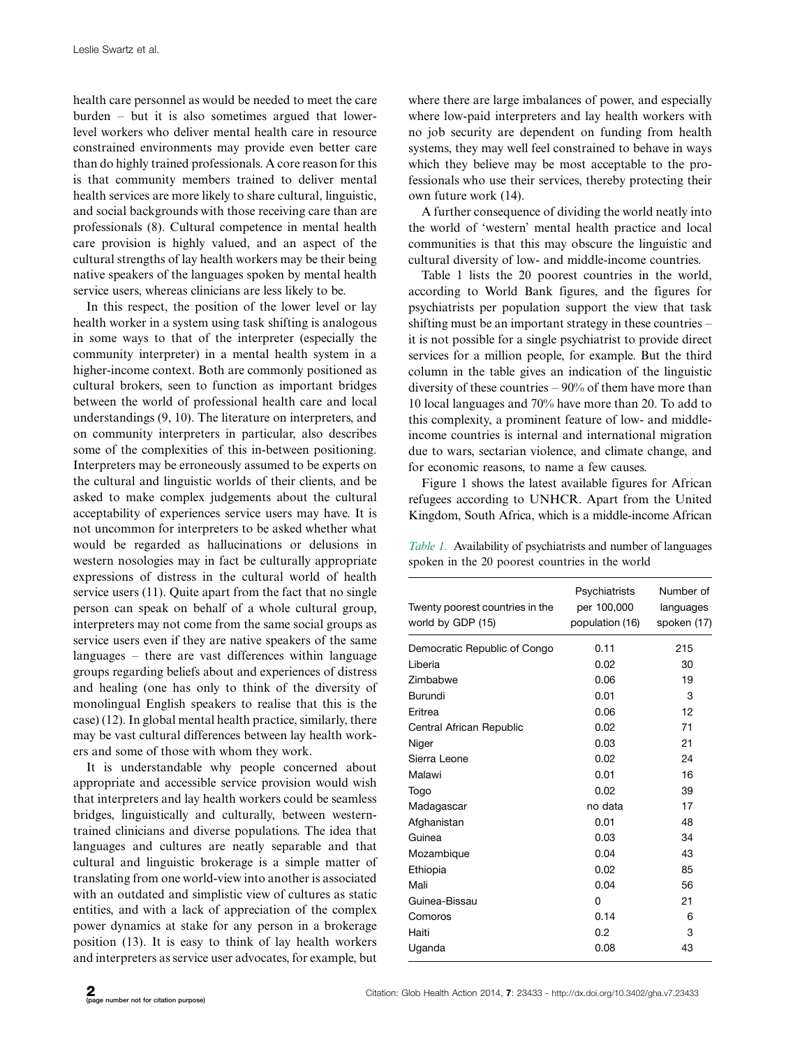health care personnel as would be needed to meet the care burden – but it is also sometimes argued that lower-level workers who deliver mental health care in resource constrained environments may provide even better care than do highly trained professionals. A core reason for this is that community members trained to deliver mental health services are more likely to share cultural, linguistic, and social backgrounds with those receiving care than are professionals (8). Cultural competence in mental health care provision is highly valued, and an aspect of the cultural strengths of lay health workers may be their being native speakers of the languages spoken by mental health service users, whereas clinicians are less likely to be.

In this respect, the position of the lower level or lay health worker in a system using task shifting is analogous in some ways to that of the interpreter (especially the community interpreter) in a mental health system in a higher-income context. Both are commonly positioned as cultural brokers, seen to function as important bridges between the world of professional health care and local understandings (9, 10). The literature on interpreters, and on community interpreters in particular, also describes some of the complexities of this in-between positioning. Interpreters may be erroneously assumed to be experts on the cultural and linguistic worlds of their clients, and be asked to make complex judgements about the cultural acceptability of experiences service users may have. It is not uncommon for interpreters to be asked whether what would be regarded as hallucinations or delusions in western nosologies may in fact be culturally appropriate expressions of distress in the cultural world of health service users (11). Quite apart from the fact that no single person can speak on behalf of a whole cultural group, interpreters may not come from the same social groups as service users even if they are native speakers of the same languages – there are vast differences within language groups regarding beliefs about and experiences of distress and healing (one has only to think of the diversity of monolingual English speakers to realise that this is the case) (12). In global mental health practice, similarly, there may be vast cultural differences between lay health workers and some of those with whom they work.

It is understandable why people concerned about appropriate and accessible service provision would wish that interpreters and lay health workers could be seamless bridges, linguistically and culturally, between western-trained clinicians and diverse populations. The idea that languages and cultures are neatly separable and that cultural and linguistic brokerage is a simple matter of translating from one world-view into another is associated with an outdated and simplistic view of cultures as static entities, and with a lack of appreciation of the complex power dynamics at stake for any person in a brokerage position (13). It is easy to think of lay health workers and interpreters as service user advocates, for example, but where there are large imbalances of power, and especially where low-paid interpreters and lay health workers with no job security are dependent on funding from health systems, they may well feel constrained to behave in ways which they believe may be most acceptable to the professionals who use their services, thereby protecting their own future work (14).

A further consequence of dividing the world neatly into the world of 'western' mental health practice and local communities is that this may obscure the linguistic and cultural diversity of low- and middle-income countries.

Table 1 lists the 20 poorest countries in the world, according to World Bank figures, and the figures for psychiatrists per population support the view that task shifting must be an important strategy in these countries – it is not possible for a single psychiatrist to provide direct services for a million people, for example. But the third column in the table gives an indication of the linguistic diversity of these countries – 90% of them have more than 10 local languages and 70% have more than 20. To add to this complexity, a prominent feature of low- and middle-income countries is internal and international migration due to wars, sectarian violence, and climate change, and for economic reasons, to name a few causes.

Figure 1 shows the latest available figures for African refugees according to UNHCR. Apart from the United Kingdom, South Africa, which is a middle-income African

*Table 1.* Availability of psychiatrists and number of languages spoken in the 20 poorest countries in the world

| Twenty poorest countries in the world by GDP (15) | Psychiatrists per 100,000 population (16) | Number of languages spoken (17) |
|---|---|---|
| Democratic Republic of Congo | 0.11 | 215 |
| Liberia | 0.02 | 30 |
| Zimbabwe | 0.06 | 19 |
| Burundi | 0.01 | 3 |
| Eritrea | 0.06 | 12 |
| Central African Republic | 0.02 | 71 |
| Niger | 0.03 | 21 |
| Sierra Leone | 0.02 | 24 |
| Malawi | 0.01 | 16 |
| Togo | 0.02 | 39 |
| Madagascar | no data | 17 |
| Afghanistan | 0.01 | 48 |
| Guinea | 0.03 | 34 |
| Mozambique | 0.04 | 43 |
| Ethiopia | 0.02 | 85 |
| Mali | 0.04 | 56 |
| Guinea-Bissau | 0 | 21 |
| Comoros | 0.14 | 6 |
| Haiti | 0.2 | 3 |
| Uganda | 0.08 | 43 |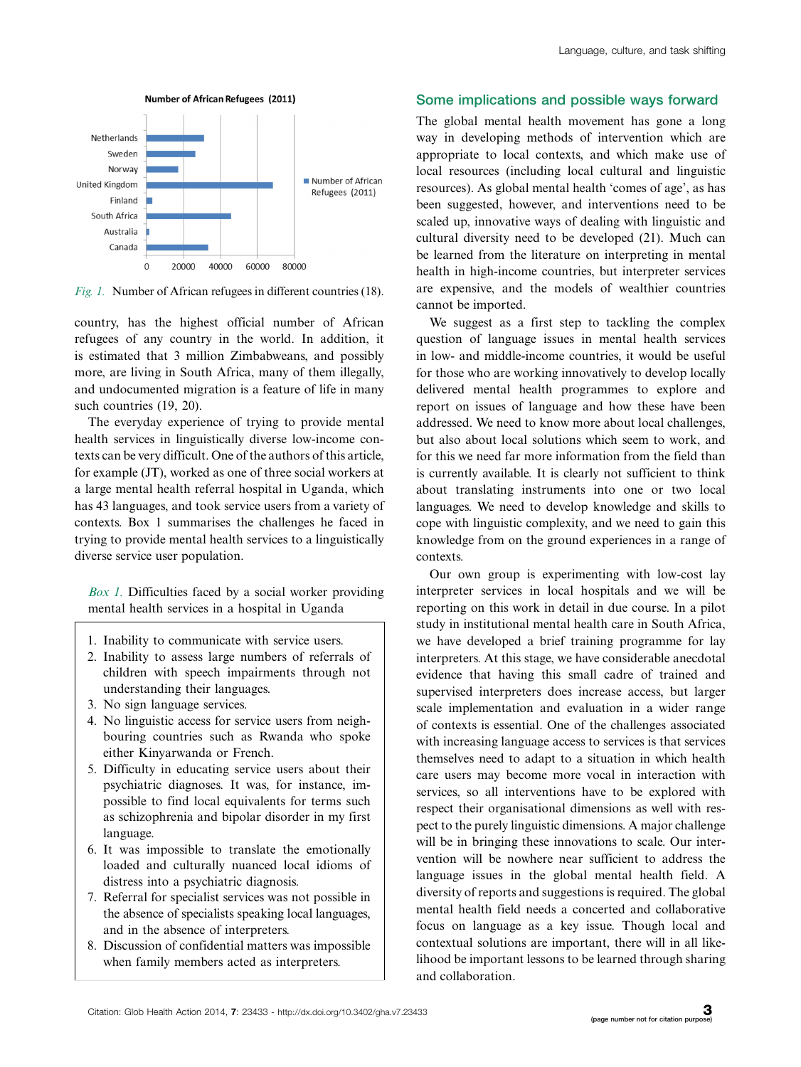Number of African Refugees (2011)

Netherlands
Sweden
Norway
United Kingdom
Finland
South Africa
Australia
Canada

0 20000 40000 60000 80000

Number of African Refugees (2011)

*Fig. 1.* Number of African refugees in different countries (18).

country, has the highest official number of African refugees of any country in the world. In addition, it is estimated that 3 million Zimbabweans, and possibly more, are living in South Africa, many of them illegally, and undocumented migration is a feature of life in many such countries (19, 20).

The everyday experience of trying to provide mental health services in linguistically diverse low-income contexts can be very difficult. One of the authors of this article, for example (JT), worked as one of three social workers at a large mental health referral hospital in Uganda, which has 43 languages, and took service users from a variety of contexts. Box 1 summarises the challenges he faced in trying to provide mental health services to a linguistically diverse service user population.

*Box 1.* Difficulties faced by a social worker providing mental health services in a hospital in Uganda

1. Inability to communicate with service users.
2. Inability to assess large numbers of referrals of children with speech impairments through not understanding their languages.
3. No sign language services.
4. No linguistic access for service users from neighbouring countries such as Rwanda who spoke either Kinyarwanda or French.
5. Difficulty in educating service users about their psychiatric diagnoses. It was, for instance, impossible to find local equivalents for terms such as schizophrenia and bipolar disorder in my first language.
6. It was impossible to translate the emotionally loaded and culturally nuanced local idioms of distress into a psychiatric diagnosis.
7. Referral for specialist services was not possible in the absence of specialists speaking local languages, and in the absence of interpreters.
8. Discussion of confidential matters was impossible when family members acted as interpreters.

## Some implications and possible ways forward

The global mental health movement has gone a long way in developing methods of intervention which are appropriate to local contexts, and which make use of local resources (including local cultural and linguistic resources). As global mental health 'comes of age', as has been suggested, however, and interventions need to be scaled up, innovative ways of dealing with linguistic and cultural diversity need to be developed (21). Much can be learned from the literature on interpreting in mental health in high-income countries, but interpreter services are expensive, and the models of wealthier countries cannot be imported.

We suggest as a first step to tackling the complex question of language issues in mental health services in low- and middle-income countries, it would be useful for those who are working innovatively to develop locally delivered mental health programmes to explore and report on issues of language and how these have been addressed. We need to know more about local challenges, but also about local solutions which seem to work, and for this we need far more information from the field than is currently available. It is clearly not sufficient to think about translating instruments into one or two local languages. We need to develop knowledge and skills to cope with linguistic complexity, and we need to gain this knowledge from on the ground experiences in a range of contexts.

Our own group is experimenting with low-cost lay interpreter services in local hospitals and we will be reporting on this work in detail in due course. In a pilot study in institutional mental health care in South Africa, we have developed a brief training programme for lay interpreters. At this stage, we have considerable anecdotal evidence that having this small cadre of trained and supervised interpreters does increase access, but larger scale implementation and evaluation in a wider range of contexts is essential. One of the challenges associated with increasing language access to services is that services themselves need to adapt to a situation in which health care users may become more vocal in interaction with services, so all interventions have to be explored with respect their organisational dimensions as well with respect to the purely linguistic dimensions. A major challenge will be in bringing these innovations to scale. Our intervention will be nowhere near sufficient to address the language issues in the global mental health field. A diversity of reports and suggestions is required. The global mental health field needs a concerted and collaborative focus on language as a key issue. Though local and contextual solutions are important, there will in all likelihood be important lessons to be learned through sharing and collaboration.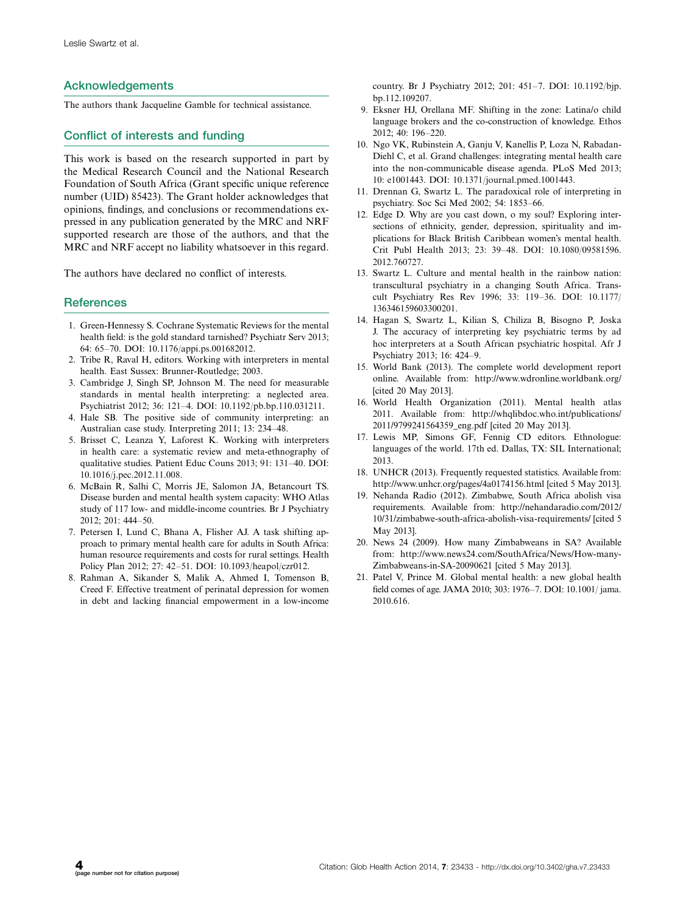## Acknowledgements

The authors thank Jacqueline Gamble for technical assistance.

## Conflict of interests and funding

This work is based on the research supported in part by the Medical Research Council and the National Research Foundation of South Africa (Grant specific unique reference number (UID) 85423). The Grant holder acknowledges that opinions, findings, and conclusions or recommendations expressed in any publication generated by the MRC and NRF supported research are those of the authors, and that the MRC and NRF accept no liability whatsoever in this regard.

The authors have declared no conflict of interests.

## References

1. Green-Hennessy S. Cochrane Systematic Reviews for the mental health field: is the gold standard tarnished? Psychiatr Serv 2013; 64: 65–70. DOI: 10.1176/appi.ps.001682012.
2. Tribe R, Raval H, editors. Working with interpreters in mental health. East Sussex: Brunner-Routledge; 2003.
3. Cambridge J, Singh SP, Johnson M. The need for measurable standards in mental health interpreting: a neglected area. Psychiatrist 2012; 36: 121–4. DOI: 10.1192/pb.bp.110.031211.
4. Hale SB. The positive side of community interpreting: an Australian case study. Interpreting 2011; 13: 234–48.
5. Brisset C, Leanza Y, Laforest K. Working with interpreters in health care: a systematic review and meta-ethnography of qualitative studies. Patient Educ Couns 2013; 91: 131–40. DOI: 10.1016/j.pec.2012.11.008.
6. McBain R, Salhi C, Morris JE, Salomon JA, Betancourt TS. Disease burden and mental health system capacity: WHO Atlas study of 117 low- and middle-income countries. Br J Psychiatry 2012; 201: 444–50.
7. Petersen I, Lund C, Bhana A, Flisher AJ. A task shifting approach to primary mental health care for adults in South Africa: human resource requirements and costs for rural settings. Health Policy Plan 2012; 27: 42–51. DOI: 10.1093/heapol/czr012.
8. Rahman A, Sikander S, Malik A, Ahmed I, Tomenson B, Creed F. Effective treatment of perinatal depression for women in debt and lacking financial empowerment in a low-income country. Br J Psychiatry 2012; 201: 451–7. DOI: 10.1192/bjp.bp.112.109207.
9. Eksner HJ, Orellana MF. Shifting in the zone: Latina/o child language brokers and the co-construction of knowledge. Ethos 2012; 40: 196–220.
10. Ngo VK, Rubinstein A, Ganju V, Kanellis P, Loza N, Rabadan-Diehl C, et al. Grand challenges: integrating mental health care into the non-communicable disease agenda. PLoS Med 2013; 10: e1001443. DOI: 10.1371/journal.pmed.1001443.
11. Drennan G, Swartz L. The paradoxical role of interpreting in psychiatry. Soc Sci Med 2002; 54: 1853–66.
12. Edge D. Why are you cast down, o my soul? Exploring intersections of ethnicity, gender, depression, spirituality and implications for Black British Caribbean women's mental health. Crit Publ Health 2013; 23: 39–48. DOI: 10.1080/09581596.2012.760727.
13. Swartz L. Culture and mental health in the rainbow nation: transcultural psychiatry in a changing South Africa. Transcult Psychiatry Res Rev 1996; 33: 119–36. DOI: 10.1177/136346159603300201.
14. Hagan S, Swartz L, Kilian S, Chiliza B, Bisogno P, Joska J. The accuracy of interpreting key psychiatric terms by ad hoc interpreters at a South African psychiatric hospital. Afr J Psychiatry 2013; 16: 424–9.
15. World Bank (2013). The complete world development report online. Available from: http://www.wdronline.worldbank.org/ [cited 20 May 2013].
16. World Health Organization (2011). Mental health atlas 2011. Available from: http://whqlibdoc.who.int/publications/2011/9799241564359_eng.pdf [cited 20 May 2013].
17. Lewis MP, Simons GF, Fennig CD editors. Ethnologue: languages of the world. 17th ed. Dallas, TX: SIL International; 2013.
18. UNHCR (2013). Frequently requested statistics. Available from: http://www.unhcr.org/pages/4a0174156.html [cited 5 May 2013].
19. Nehanda Radio (2012). Zimbabwe, South Africa abolish visa requirements. Available from: http://nehandaradio.com/2012/10/31/zimbabwe-south-africa-abolish-visa-requirements/ [cited 5 May 2013].
20. News 24 (2009). How many Zimbabweans in SA? Available from: http://www.news24.com/SouthAfrica/News/How-many-Zimbabweans-in-SA-20090621 [cited 5 May 2013].
21. Patel V, Prince M. Global mental health: a new global health field comes of age. JAMA 2010; 303: 1976–7. DOI: 10.1001/jama.2010.616.